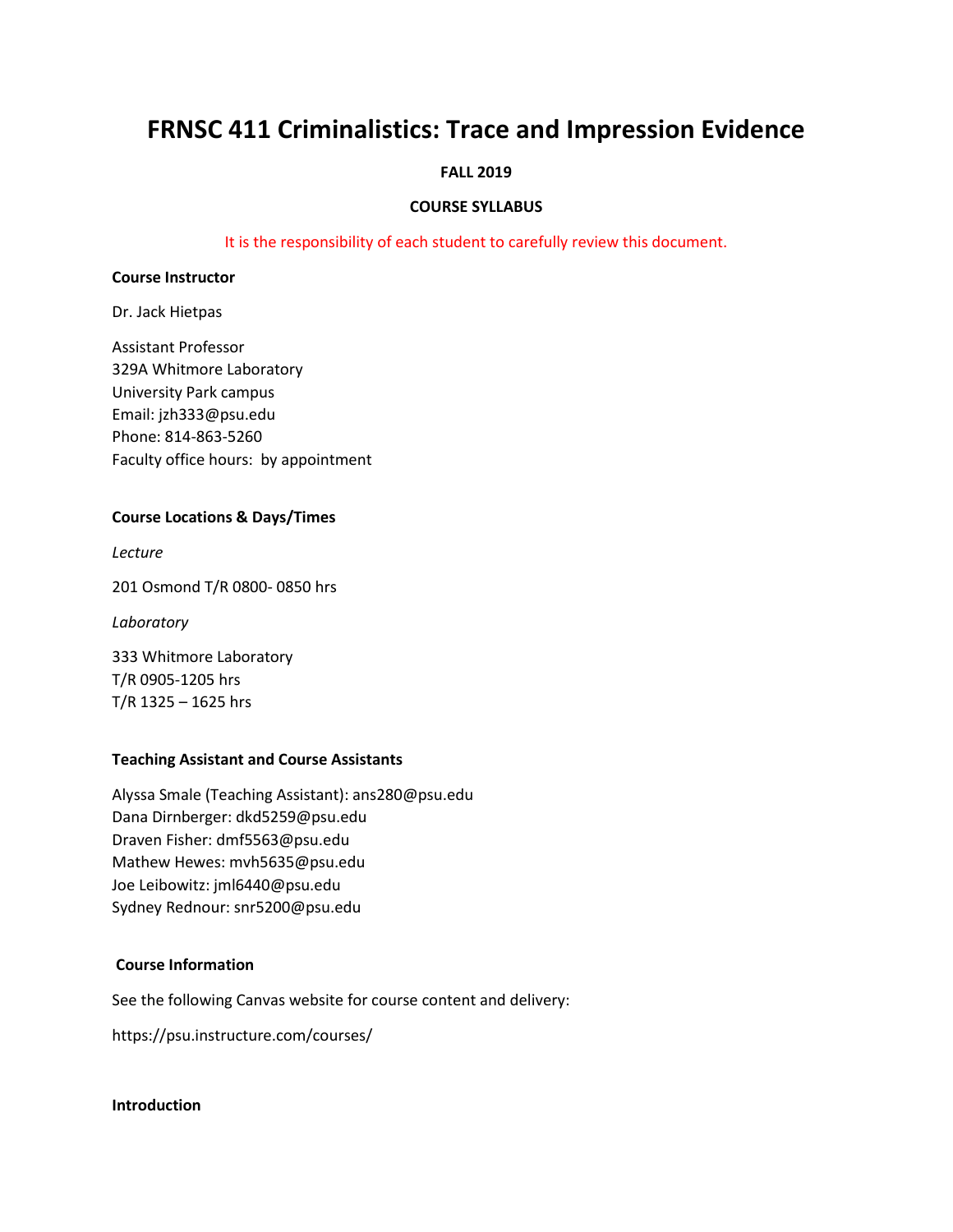# FRNSC 411 Criminalistics: Trace and Impression Evidence

**FALL 2019**

**COURSE SYLLABUS**

It is the responsibility of each student to carefully review this document.

**Course Instructor**

Dr. Jack Hietpas

Assistant Professor
329A Whitmore Laboratory
University Park campus
Email: jzh333@psu.edu
Phone: 814-863-5260
Faculty office hours: by appointment

**Course Locations & Days/Times**

*Lecture*

201 Osmond T/R 0800- 0850 hrs

*Laboratory*

333 Whitmore Laboratory
T/R 0905-1205 hrs
T/R 1325 – 1625 hrs

**Teaching Assistant and Course Assistants**

Alyssa Smale (Teaching Assistant): ans280@psu.edu
Dana Dirnberger: dkd5259@psu.edu
Draven Fisher: dmf5563@psu.edu
Mathew Hewes: mvh5635@psu.edu
Joe Leibowitz: jml6440@psu.edu
Sydney Rednour: snr5200@psu.edu

**Course Information**

See the following Canvas website for course content and delivery:

https://psu.instructure.com/courses/

**Introduction**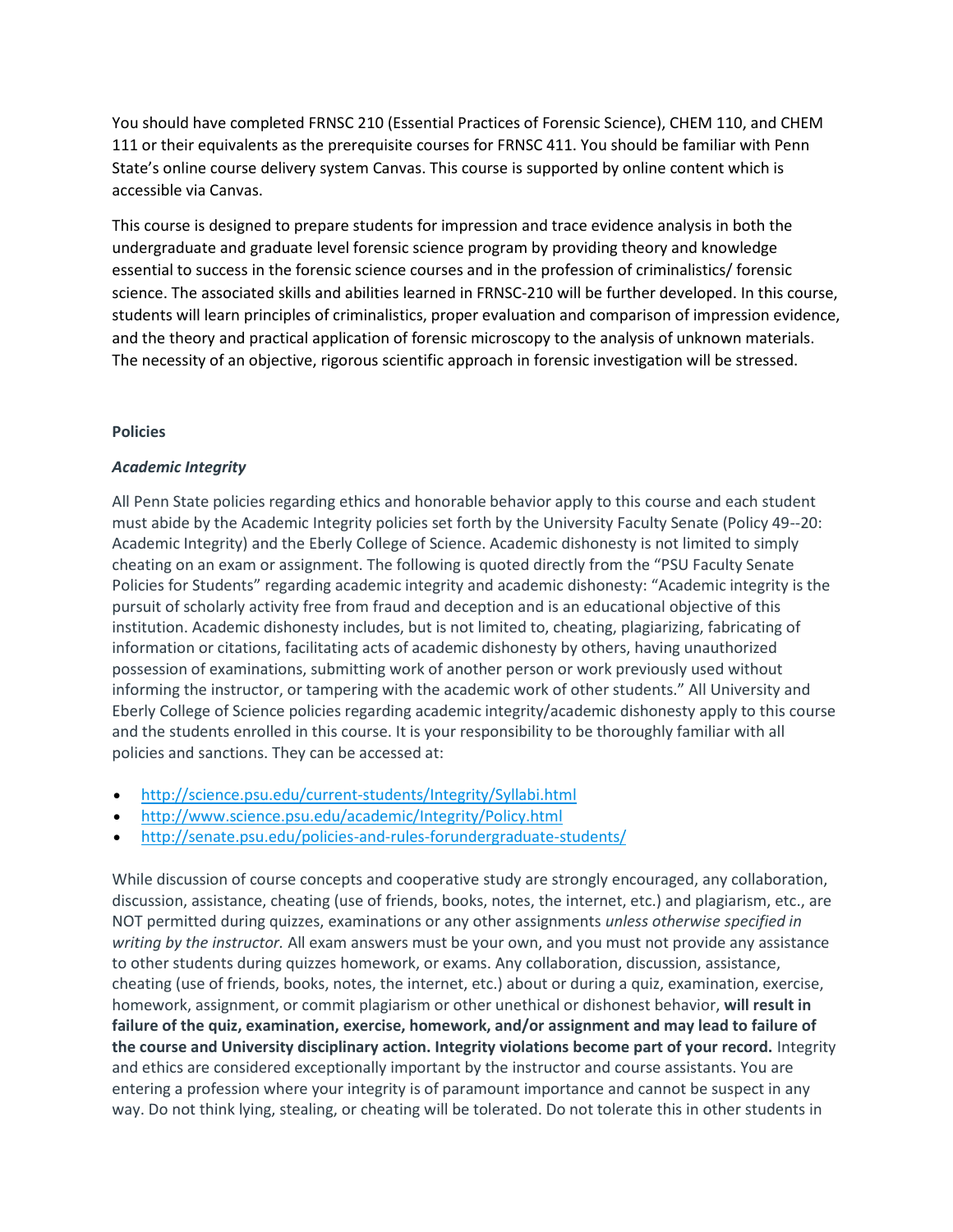You should have completed FRNSC 210 (Essential Practices of Forensic Science), CHEM 110, and CHEM 111 or their equivalents as the prerequisite courses for FRNSC 411. You should be familiar with Penn State's online course delivery system Canvas. This course is supported by online content which is accessible via Canvas.

This course is designed to prepare students for impression and trace evidence analysis in both the undergraduate and graduate level forensic science program by providing theory and knowledge essential to success in the forensic science courses and in the profession of criminalistics/ forensic science. The associated skills and abilities learned in FRNSC-210 will be further developed. In this course, students will learn principles of criminalistics, proper evaluation and comparison of impression evidence, and the theory and practical application of forensic microscopy to the analysis of unknown materials. The necessity of an objective, rigorous scientific approach in forensic investigation will be stressed.

**Policies**

***Academic Integrity***

All Penn State policies regarding ethics and honorable behavior apply to this course and each student must abide by the Academic Integrity policies set forth by the University Faculty Senate (Policy 49--20: Academic Integrity) and the Eberly College of Science. Academic dishonesty is not limited to simply cheating on an exam or assignment. The following is quoted directly from the "PSU Faculty Senate Policies for Students" regarding academic integrity and academic dishonesty: "Academic integrity is the pursuit of scholarly activity free from fraud and deception and is an educational objective of this institution. Academic dishonesty includes, but is not limited to, cheating, plagiarizing, fabricating of information or citations, facilitating acts of academic dishonesty by others, having unauthorized possession of examinations, submitting work of another person or work previously used without informing the instructor, or tampering with the academic work of other students." All University and Eberly College of Science policies regarding academic integrity/academic dishonesty apply to this course and the students enrolled in this course. It is your responsibility to be thoroughly familiar with all policies and sanctions. They can be accessed at:

- http://science.psu.edu/current-students/Integrity/Syllabi.html
- http://www.science.psu.edu/academic/Integrity/Policy.html
- http://senate.psu.edu/policies-and-rules-forundergraduate-students/

While discussion of course concepts and cooperative study are strongly encouraged, any collaboration, discussion, assistance, cheating (use of friends, books, notes, the internet, etc.) and plagiarism, etc., are NOT permitted during quizzes, examinations or any other assignments *unless otherwise specified in writing by the instructor.* All exam answers must be your own, and you must not provide any assistance to other students during quizzes homework, or exams. Any collaboration, discussion, assistance, cheating (use of friends, books, notes, the internet, etc.) about or during a quiz, examination, exercise, homework, assignment, or commit plagiarism or other unethical or dishonest behavior, **will result in failure of the quiz, examination, exercise, homework, and/or assignment and may lead to failure of the course and University disciplinary action. Integrity violations become part of your record.** Integrity and ethics are considered exceptionally important by the instructor and course assistants. You are entering a profession where your integrity is of paramount importance and cannot be suspect in any way. Do not think lying, stealing, or cheating will be tolerated. Do not tolerate this in other students in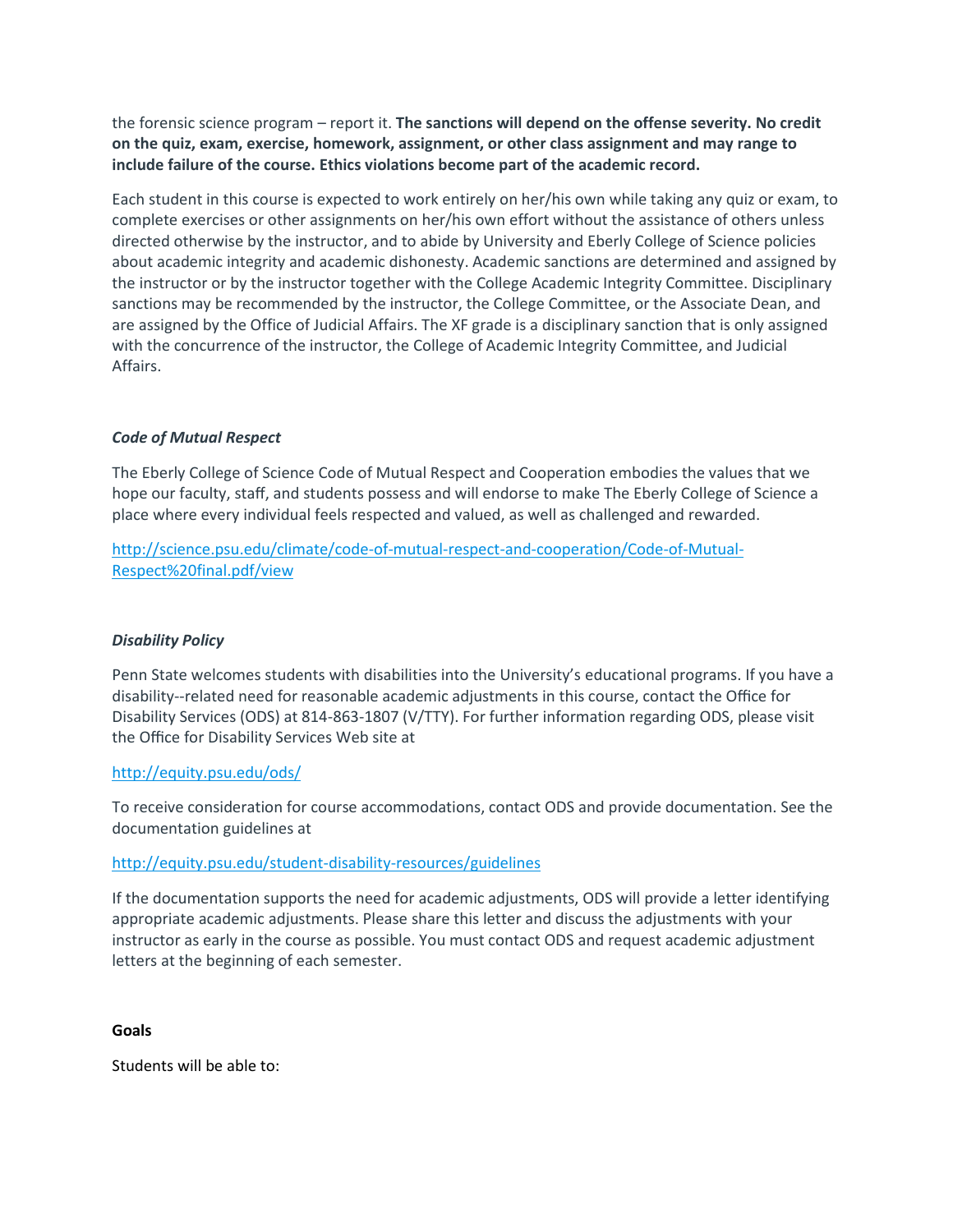the forensic science program – report it. **The sanctions will depend on the offense severity. No credit on the quiz, exam, exercise, homework, assignment, or other class assignment and may range to include failure of the course. Ethics violations become part of the academic record.**

Each student in this course is expected to work entirely on her/his own while taking any quiz or exam, to complete exercises or other assignments on her/his own effort without the assistance of others unless directed otherwise by the instructor, and to abide by University and Eberly College of Science policies about academic integrity and academic dishonesty. Academic sanctions are determined and assigned by the instructor or by the instructor together with the College Academic Integrity Committee. Disciplinary sanctions may be recommended by the instructor, the College Committee, or the Associate Dean, and are assigned by the Office of Judicial Affairs. The XF grade is a disciplinary sanction that is only assigned with the concurrence of the instructor, the College of Academic Integrity Committee, and Judicial Affairs.

***Code of Mutual Respect***

The Eberly College of Science Code of Mutual Respect and Cooperation embodies the values that we hope our faculty, staff, and students possess and will endorse to make The Eberly College of Science a place where every individual feels respected and valued, as well as challenged and rewarded.

http://science.psu.edu/climate/code-of-mutual-respect-and-cooperation/Code-of-Mutual-Respect%20final.pdf/view

***Disability Policy***

Penn State welcomes students with disabilities into the University's educational programs. If you have a disability--related need for reasonable academic adjustments in this course, contact the Office for Disability Services (ODS) at 814-863-1807 (V/TTY). For further information regarding ODS, please visit the Office for Disability Services Web site at

http://equity.psu.edu/ods/

To receive consideration for course accommodations, contact ODS and provide documentation. See the documentation guidelines at

http://equity.psu.edu/student-disability-resources/guidelines

If the documentation supports the need for academic adjustments, ODS will provide a letter identifying appropriate academic adjustments. Please share this letter and discuss the adjustments with your instructor as early in the course as possible. You must contact ODS and request academic adjustment letters at the beginning of each semester.

**Goals**

Students will be able to: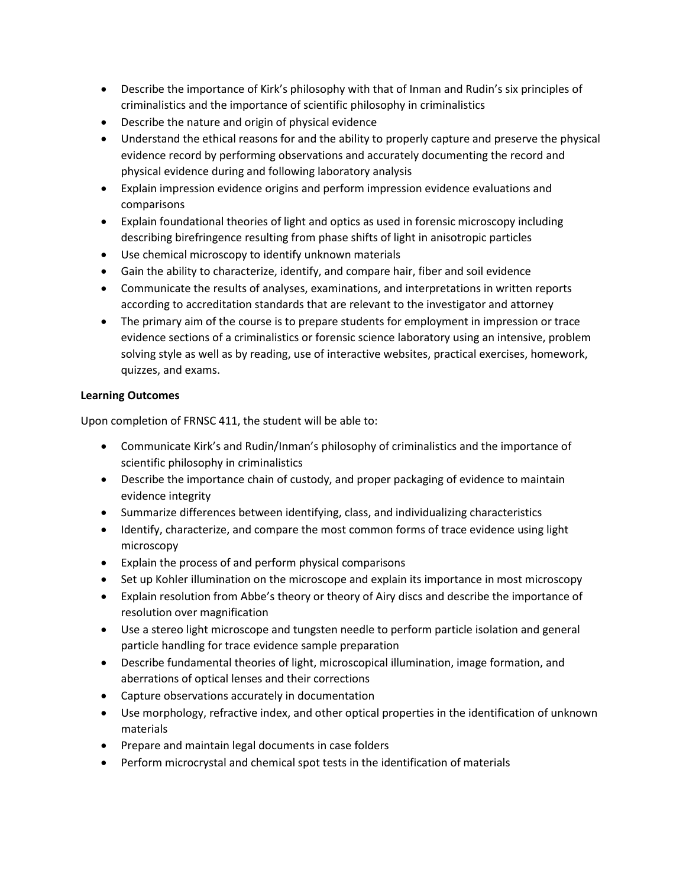- Describe the importance of Kirk's philosophy with that of Inman and Rudin's six principles of criminalistics and the importance of scientific philosophy in criminalistics
- Describe the nature and origin of physical evidence
- Understand the ethical reasons for and the ability to properly capture and preserve the physical evidence record by performing observations and accurately documenting the record and physical evidence during and following laboratory analysis
- Explain impression evidence origins and perform impression evidence evaluations and comparisons
- Explain foundational theories of light and optics as used in forensic microscopy including describing birefringence resulting from phase shifts of light in anisotropic particles
- Use chemical microscopy to identify unknown materials
- Gain the ability to characterize, identify, and compare hair, fiber and soil evidence
- Communicate the results of analyses, examinations, and interpretations in written reports according to accreditation standards that are relevant to the investigator and attorney
- The primary aim of the course is to prepare students for employment in impression or trace evidence sections of a criminalistics or forensic science laboratory using an intensive, problem solving style as well as by reading, use of interactive websites, practical exercises, homework, quizzes, and exams.

**Learning Outcomes**

Upon completion of FRNSC 411, the student will be able to:

- Communicate Kirk's and Rudin/Inman's philosophy of criminalistics and the importance of scientific philosophy in criminalistics
- Describe the importance chain of custody, and proper packaging of evidence to maintain evidence integrity
- Summarize differences between identifying, class, and individualizing characteristics
- Identify, characterize, and compare the most common forms of trace evidence using light microscopy
- Explain the process of and perform physical comparisons
- Set up Kohler illumination on the microscope and explain its importance in most microscopy
- Explain resolution from Abbe's theory or theory of Airy discs and describe the importance of resolution over magnification
- Use a stereo light microscope and tungsten needle to perform particle isolation and general particle handling for trace evidence sample preparation
- Describe fundamental theories of light, microscopical illumination, image formation, and aberrations of optical lenses and their corrections
- Capture observations accurately in documentation
- Use morphology, refractive index, and other optical properties in the identification of unknown materials
- Prepare and maintain legal documents in case folders
- Perform microcrystal and chemical spot tests in the identification of materials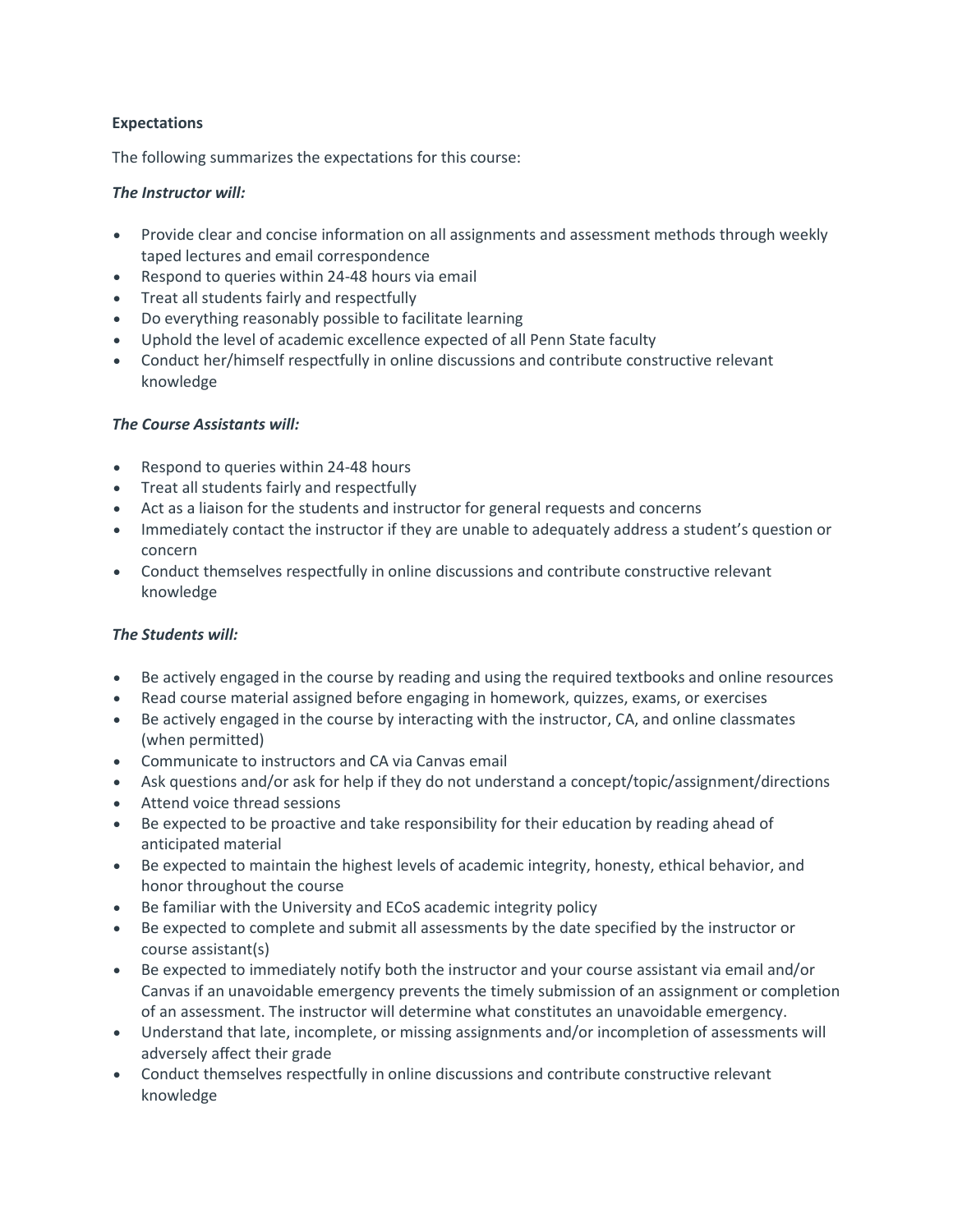**Expectations**

The following summarizes the expectations for this course:

***The Instructor will:***

- Provide clear and concise information on all assignments and assessment methods through weekly taped lectures and email correspondence
- Respond to queries within 24-48 hours via email
- Treat all students fairly and respectfully
- Do everything reasonably possible to facilitate learning
- Uphold the level of academic excellence expected of all Penn State faculty
- Conduct her/himself respectfully in online discussions and contribute constructive relevant knowledge

***The Course Assistants will:***

- Respond to queries within 24-48 hours
- Treat all students fairly and respectfully
- Act as a liaison for the students and instructor for general requests and concerns
- Immediately contact the instructor if they are unable to adequately address a student's question or concern
- Conduct themselves respectfully in online discussions and contribute constructive relevant knowledge

***The Students will:***

- Be actively engaged in the course by reading and using the required textbooks and online resources
- Read course material assigned before engaging in homework, quizzes, exams, or exercises
- Be actively engaged in the course by interacting with the instructor, CA, and online classmates (when permitted)
- Communicate to instructors and CA via Canvas email
- Ask questions and/or ask for help if they do not understand a concept/topic/assignment/directions
- Attend voice thread sessions
- Be expected to be proactive and take responsibility for their education by reading ahead of anticipated material
- Be expected to maintain the highest levels of academic integrity, honesty, ethical behavior, and honor throughout the course
- Be familiar with the University and ECoS academic integrity policy
- Be expected to complete and submit all assessments by the date specified by the instructor or course assistant(s)
- Be expected to immediately notify both the instructor and your course assistant via email and/or Canvas if an unavoidable emergency prevents the timely submission of an assignment or completion of an assessment. The instructor will determine what constitutes an unavoidable emergency.
- Understand that late, incomplete, or missing assignments and/or incompletion of assessments will adversely affect their grade
- Conduct themselves respectfully in online discussions and contribute constructive relevant knowledge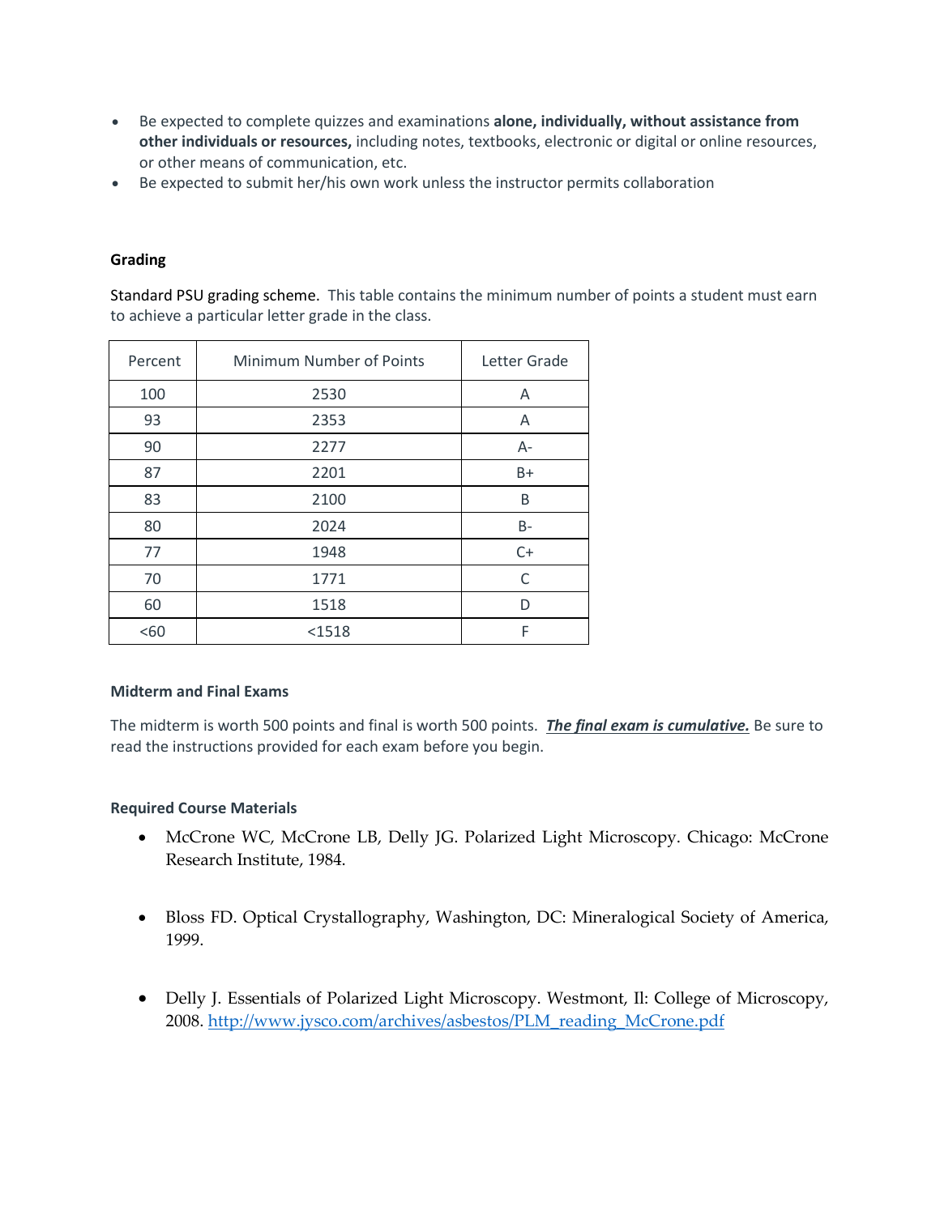- Be expected to complete quizzes and examinations **alone, individually, without assistance from other individuals or resources,** including notes, textbooks, electronic or digital or online resources, or other means of communication, etc.
- Be expected to submit her/his own work unless the instructor permits collaboration

**Grading**

Standard PSU grading scheme. This table contains the minimum number of points a student must earn to achieve a particular letter grade in the class.

| Percent | Minimum Number of Points | Letter Grade |
|---|---|---|
| 100 | 2530 | A |
| 93 | 2353 | A |
| 90 | 2277 | A- |
| 87 | 2201 | B+ |
| 83 | 2100 | B |
| 80 | 2024 | B- |
| 77 | 1948 | C+ |
| 70 | 1771 | C |
| 60 | 1518 | D |
| <60 | <1518 | F |

**Midterm and Final Exams**

The midterm is worth 500 points and final is worth 500 points. ***The final exam is cumulative.*** Be sure to read the instructions provided for each exam before you begin.

**Required Course Materials**

- McCrone WC, McCrone LB, Delly JG. Polarized Light Microscopy. Chicago: McCrone Research Institute, 1984.
- Bloss FD. Optical Crystallography, Washington, DC: Mineralogical Society of America, 1999.
- Delly J. Essentials of Polarized Light Microscopy. Westmont, Il: College of Microscopy, 2008. http://www.jysco.com/archives/asbestos/PLM_reading_McCrone.pdf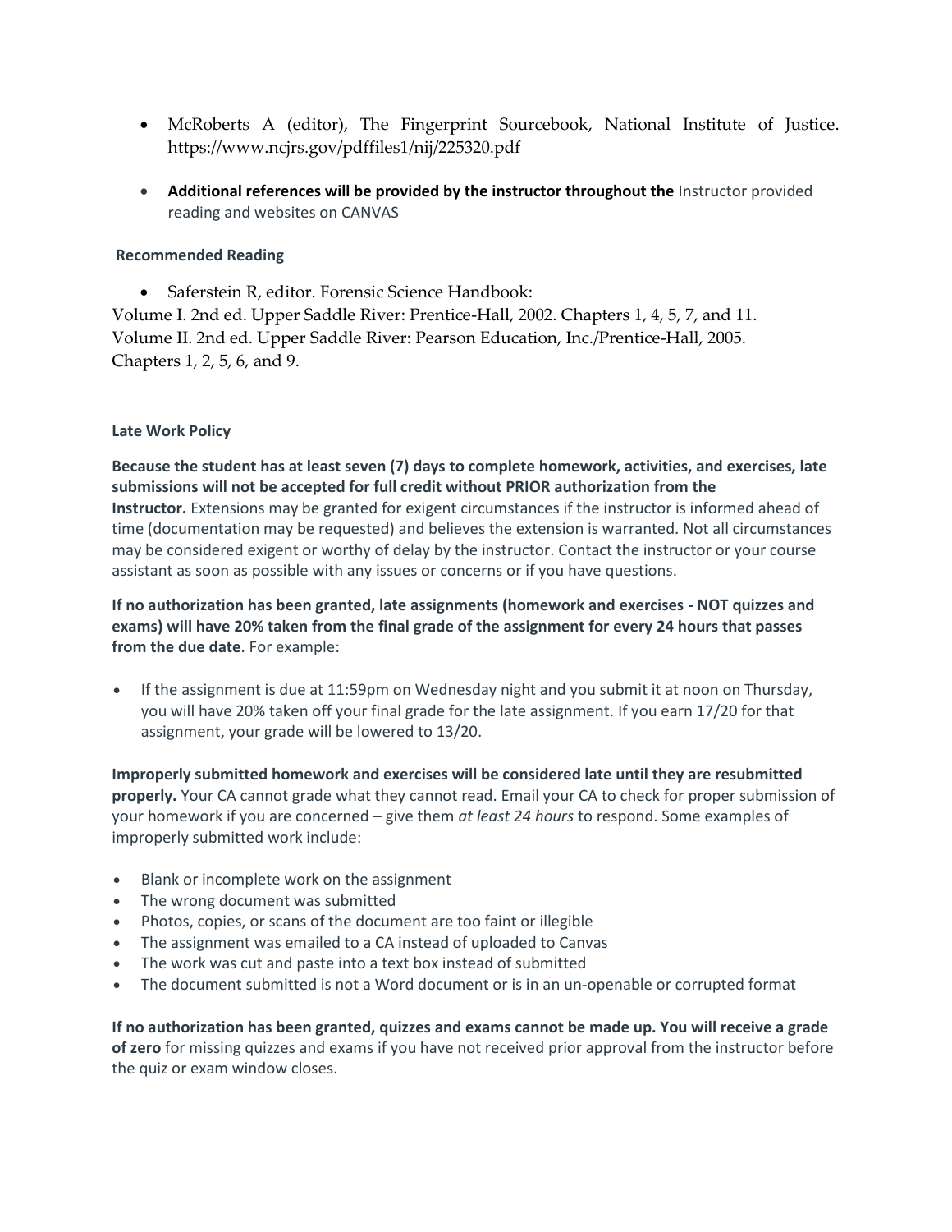- McRoberts A (editor), The Fingerprint Sourcebook, National Institute of Justice. https://www.ncjrs.gov/pdffiles1/nij/225320.pdf

- **Additional references will be provided by the instructor throughout the** Instructor provided reading and websites on CANVAS

**Recommended Reading**

- Saferstein R, editor. Forensic Science Handbook:

Volume I. 2nd ed. Upper Saddle River: Prentice-Hall, 2002. Chapters 1, 4, 5, 7, and 11.
Volume II. 2nd ed. Upper Saddle River: Pearson Education, Inc./Prentice-Hall, 2005. Chapters 1, 2, 5, 6, and 9.

**Late Work Policy**

**Because the student has at least seven (7) days to complete homework, activities, and exercises, late submissions will not be accepted for full credit without PRIOR authorization from the Instructor.** Extensions may be granted for exigent circumstances if the instructor is informed ahead of time (documentation may be requested) and believes the extension is warranted. Not all circumstances may be considered exigent or worthy of delay by the instructor. Contact the instructor or your course assistant as soon as possible with any issues or concerns or if you have questions.

**If no authorization has been granted, late assignments (homework and exercises - NOT quizzes and exams) will have 20% taken from the final grade of the assignment for every 24 hours that passes from the due date**. For example:

- If the assignment is due at 11:59pm on Wednesday night and you submit it at noon on Thursday, you will have 20% taken off your final grade for the late assignment. If you earn 17/20 for that assignment, your grade will be lowered to 13/20.

**Improperly submitted homework and exercises will be considered late until they are resubmitted properly.** Your CA cannot grade what they cannot read. Email your CA to check for proper submission of your homework if you are concerned – give them *at least 24 hours* to respond. Some examples of improperly submitted work include:

- Blank or incomplete work on the assignment
- The wrong document was submitted
- Photos, copies, or scans of the document are too faint or illegible
- The assignment was emailed to a CA instead of uploaded to Canvas
- The work was cut and paste into a text box instead of submitted
- The document submitted is not a Word document or is in an un-openable or corrupted format

**If no authorization has been granted, quizzes and exams cannot be made up. You will receive a grade of zero** for missing quizzes and exams if you have not received prior approval from the instructor before the quiz or exam window closes.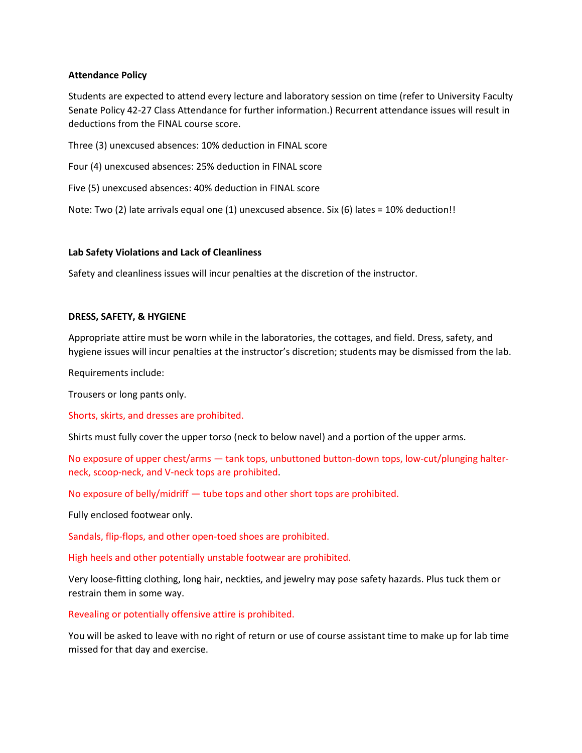**Attendance Policy**

Students are expected to attend every lecture and laboratory session on time (refer to University Faculty Senate Policy 42-27 Class Attendance for further information.) Recurrent attendance issues will result in deductions from the FINAL course score.

Three (3) unexcused absences: 10% deduction in FINAL score

Four (4) unexcused absences: 25% deduction in FINAL score

Five (5) unexcused absences: 40% deduction in FINAL score

Note: Two (2) late arrivals equal one (1) unexcused absence. Six (6) lates = 10% deduction!!

**Lab Safety Violations and Lack of Cleanliness**

Safety and cleanliness issues will incur penalties at the discretion of the instructor.

**DRESS, SAFETY, & HYGIENE**

Appropriate attire must be worn while in the laboratories, the cottages, and field. Dress, safety, and hygiene issues will incur penalties at the instructor's discretion; students may be dismissed from the lab.

Requirements include:

Trousers or long pants only.

Shorts, skirts, and dresses are prohibited.

Shirts must fully cover the upper torso (neck to below navel) and a portion of the upper arms.

No exposure of upper chest/arms — tank tops, unbuttoned button-down tops, low-cut/plunging halter-neck, scoop-neck, and V-neck tops are prohibited.

No exposure of belly/midriff — tube tops and other short tops are prohibited.

Fully enclosed footwear only.

Sandals, flip-flops, and other open-toed shoes are prohibited.

High heels and other potentially unstable footwear are prohibited.

Very loose-fitting clothing, long hair, neckties, and jewelry may pose safety hazards. Plus tuck them or restrain them in some way.

Revealing or potentially offensive attire is prohibited.

You will be asked to leave with no right of return or use of course assistant time to make up for lab time missed for that day and exercise.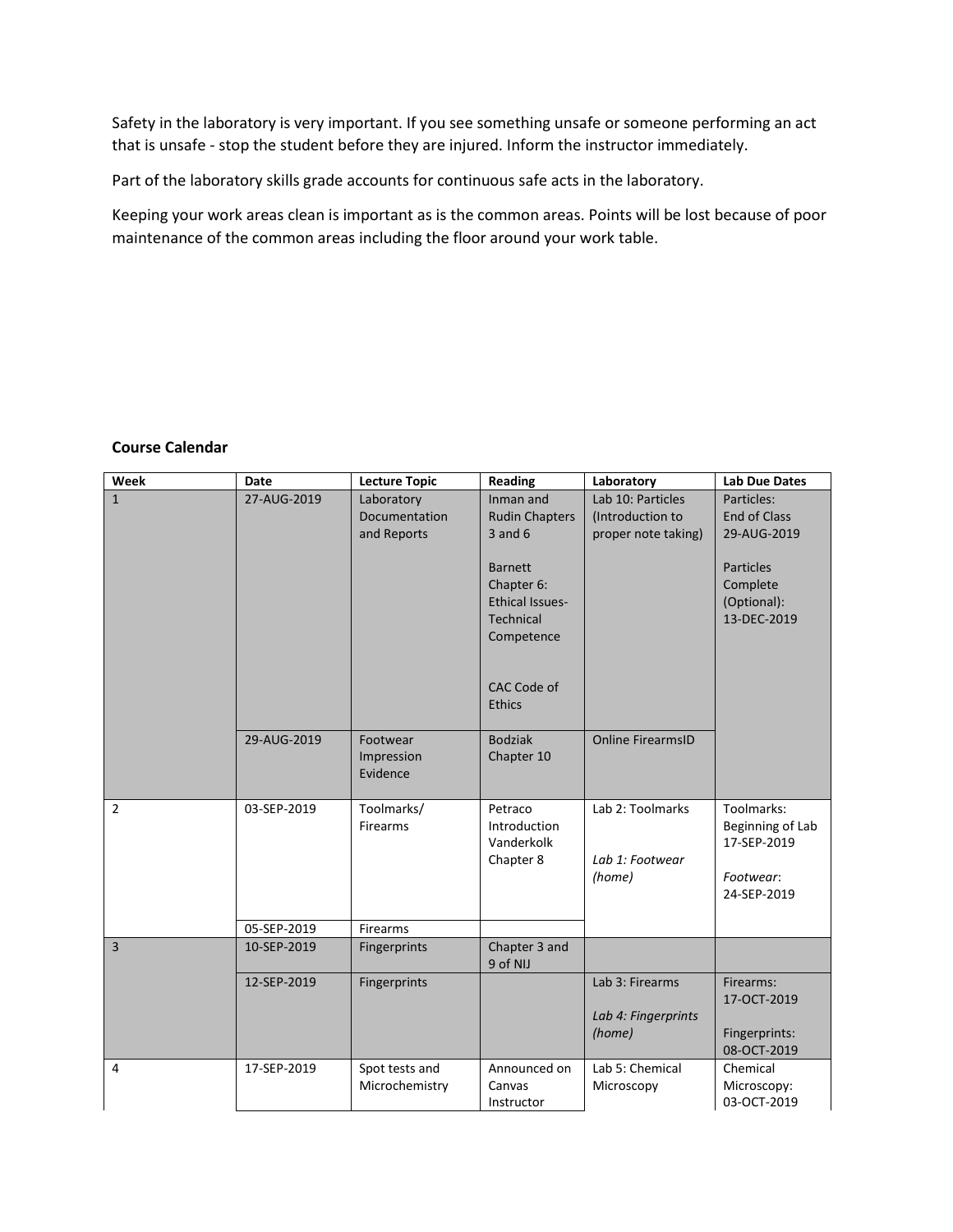Safety in the laboratory is very important. If you see something unsafe or someone performing an act that is unsafe - stop the student before they are injured. Inform the instructor immediately.

Part of the laboratory skills grade accounts for continuous safe acts in the laboratory.

Keeping your work areas clean is important as is the common areas. Points will be lost because of poor maintenance of the common areas including the floor around your work table.

**Course Calendar**

| Week | Date | Lecture Topic | Reading | Laboratory | Lab Due Dates |
|---|---|---|---|---|---|
| 1 | 27-AUG-2019 | Laboratory Documentation and Reports | Inman and Rudin Chapters 3 and 6<br><br>Barnett Chapter 6: Ethical Issues-Technical Competence<br><br>CAC Code of Ethics | Lab 10: Particles (Introduction to proper note taking) | Particles: End of Class 29-AUG-2019<br><br>Particles Complete (Optional): 13-DEC-2019 |
| | 29-AUG-2019 | Footwear Impression Evidence | Bodziak Chapter 10 | Online FirearmsID | |
| 2 | 03-SEP-2019 | Toolmarks/ Firearms | Petraco Introduction Vanderkolk Chapter 8 | Lab 2: Toolmarks<br><br>*Lab 1: Footwear (home)* | Toolmarks: Beginning of Lab 17-SEP-2019<br><br>*Footwear*: 24-SEP-2019 |
| | 05-SEP-2019 | Firearms | | | |
| 3 | 10-SEP-2019 | Fingerprints | Chapter 3 and 9 of NIJ | | |
| | 12-SEP-2019 | Fingerprints | | Lab 3: Firearms<br><br>*Lab 4: Fingerprints (home)* | Firearms: 17-OCT-2019<br><br>Fingerprints: 08-OCT-2019 |
| 4 | 17-SEP-2019 | Spot tests and Microchemistry | Announced on Canvas Instructor | Lab 5: Chemical Microscopy | Chemical Microscopy: 03-OCT-2019 |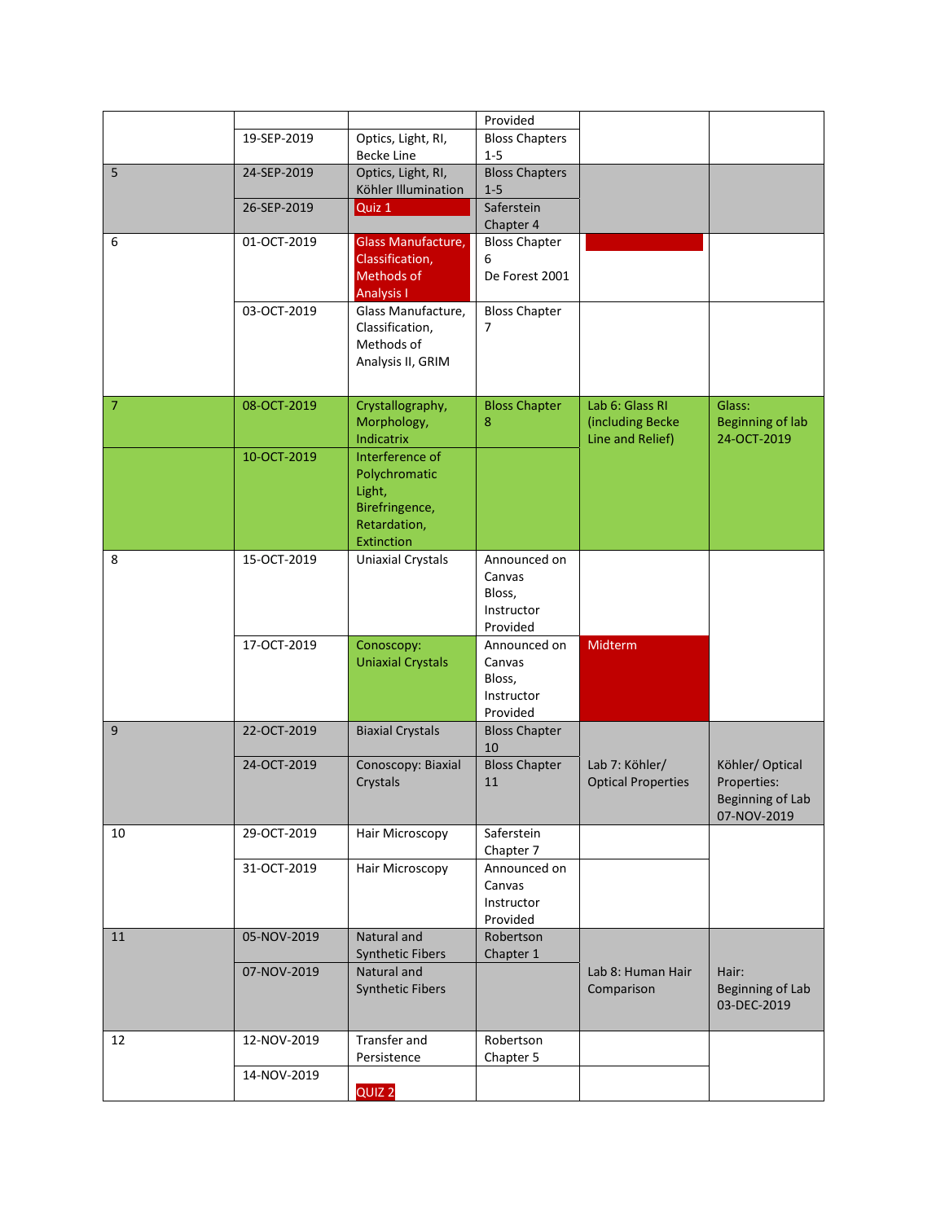| | | | | | |
|---|---|---|---|---|---|
| | | | Provided | | |
| | 19-SEP-2019 | Optics, Light, RI, Becke Line | Bloss Chapters 1-5 | | |
| 5 | 24-SEP-2019 | Optics, Light, RI, Köhler Illumination | Bloss Chapters 1-5 | | |
| | 26-SEP-2019 | Quiz 1 | Saferstein Chapter 4 | | |
| 6 | 01-OCT-2019 | Glass Manufacture, Classification, Methods of Analysis I | Bloss Chapter 6<br>De Forest 2001 | | |
| | 03-OCT-2019 | Glass Manufacture, Classification, Methods of Analysis II, GRIM | Bloss Chapter 7 | | |
| 7 | 08-OCT-2019 | Crystallography, Morphology, Indicatrix | Bloss Chapter 8 | Lab 6: Glass RI (including Becke Line and Relief) | Glass: Beginning of lab 24-OCT-2019 |
| | 10-OCT-2019 | Interference of Polychromatic Light, Birefringence, Retardation, Extinction | | | |
| 8 | 15-OCT-2019 | Uniaxial Crystals | Announced on Canvas Bloss, Instructor Provided | | |
| | 17-OCT-2019 | Conoscopy: Uniaxial Crystals | Announced on Canvas Bloss, Instructor Provided | Midterm | |
| 9 | 22-OCT-2019 | Biaxial Crystals | Bloss Chapter 10 | | |
| | 24-OCT-2019 | Conoscopy: Biaxial Crystals | Bloss Chapter 11 | Lab 7: Köhler/ Optical Properties | Köhler/ Optical Properties: Beginning of Lab 07-NOV-2019 |
| 10 | 29-OCT-2019 | Hair Microscopy | Saferstein Chapter 7 | | |
| | 31-OCT-2019 | Hair Microscopy | Announced on Canvas Instructor Provided | | |
| 11 | 05-NOV-2019 | Natural and Synthetic Fibers | Robertson Chapter 1 | | |
| | 07-NOV-2019 | Natural and Synthetic Fibers | | Lab 8: Human Hair Comparison | Hair: Beginning of Lab 03-DEC-2019 |
| 12 | 12-NOV-2019 | Transfer and Persistence | Robertson Chapter 5 | | |
| | 14-NOV-2019 | QUIZ 2 | | | |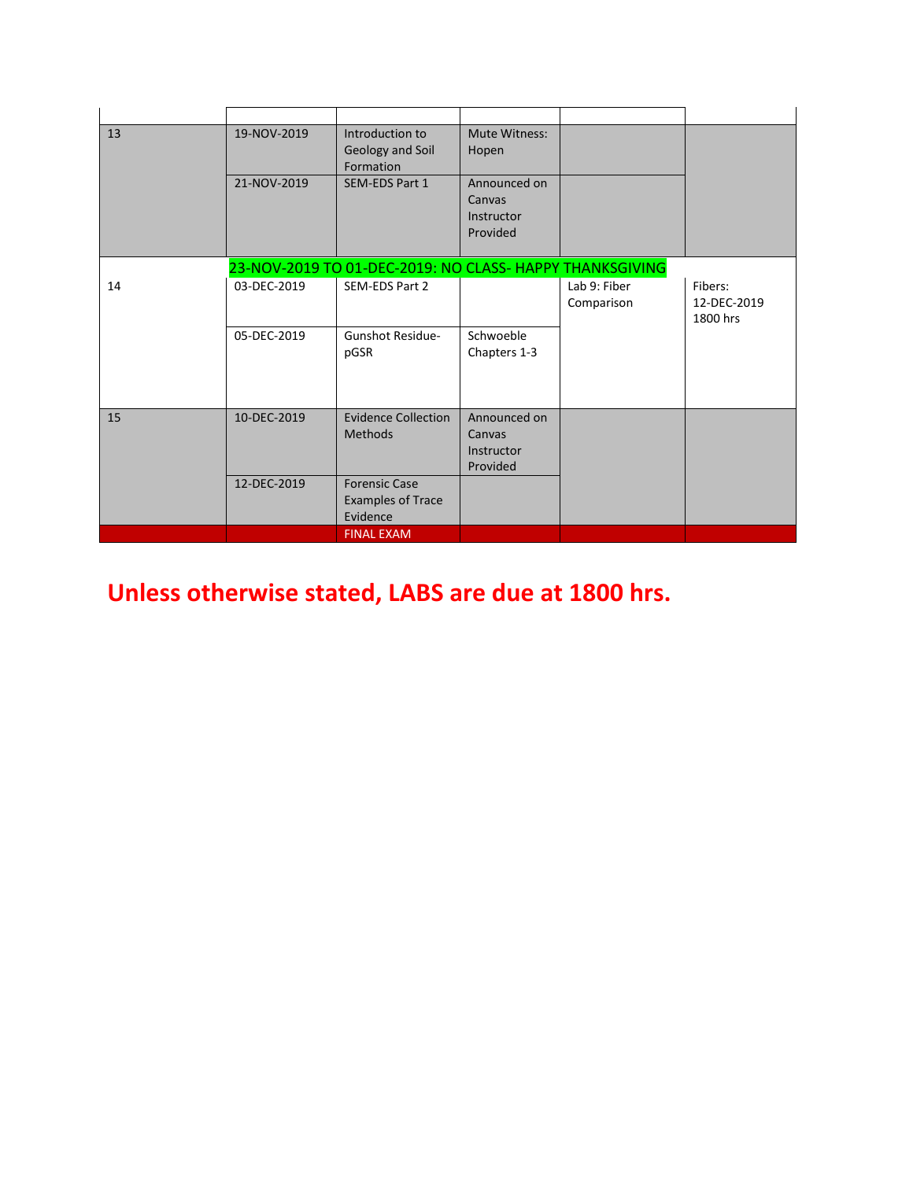| | | | | | |
|---|---|---|---|---|---|
| 13 | 19-NOV-2019 | Introduction to Geology and Soil Formation | Mute Witness: Hopen | | |
| | 21-NOV-2019 | SEM-EDS Part 1 | Announced on Canvas Instructor Provided | | |
| 23-NOV-2019 TO 01-DEC-2019: NO CLASS- HAPPY THANKSGIVING | | | | | |
| 14 | 03-DEC-2019 | SEM-EDS Part 2 | | Lab 9: Fiber Comparison | Fibers: 12-DEC-2019 1800 hrs |
| | 05-DEC-2019 | Gunshot Residue-pGSR | Schwoeble Chapters 1-3 | | |
| 15 | 10-DEC-2019 | Evidence Collection Methods | Announced on Canvas Instructor Provided | | |
| | 12-DEC-2019 | Forensic Case Examples of Trace Evidence | | | |
| | | FINAL EXAM | | | |

**Unless otherwise stated, LABS are due at 1800 hrs.**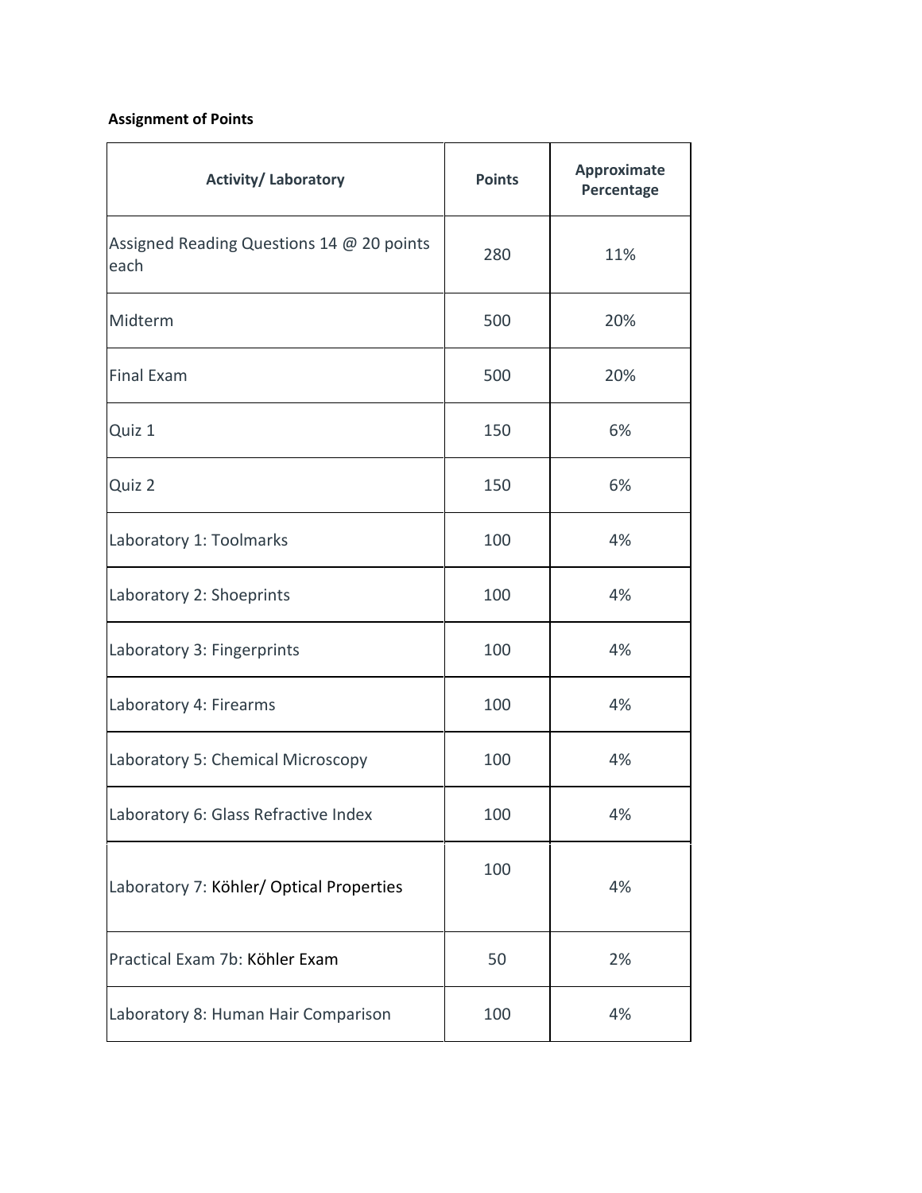**Assignment of Points**

| Activity/ Laboratory | Points | Approximate Percentage |
|---|---|---|
| Assigned Reading Questions 14 @ 20 points each | 280 | 11% |
| Midterm | 500 | 20% |
| Final Exam | 500 | 20% |
| Quiz 1 | 150 | 6% |
| Quiz 2 | 150 | 6% |
| Laboratory 1: Toolmarks | 100 | 4% |
| Laboratory 2: Shoeprints | 100 | 4% |
| Laboratory 3: Fingerprints | 100 | 4% |
| Laboratory 4: Firearms | 100 | 4% |
| Laboratory 5: Chemical Microscopy | 100 | 4% |
| Laboratory 6: Glass Refractive Index | 100 | 4% |
| Laboratory 7: Köhler/ Optical Properties | 100 | 4% |
| Practical Exam 7b: Köhler Exam | 50 | 2% |
| Laboratory 8: Human Hair Comparison | 100 | 4% |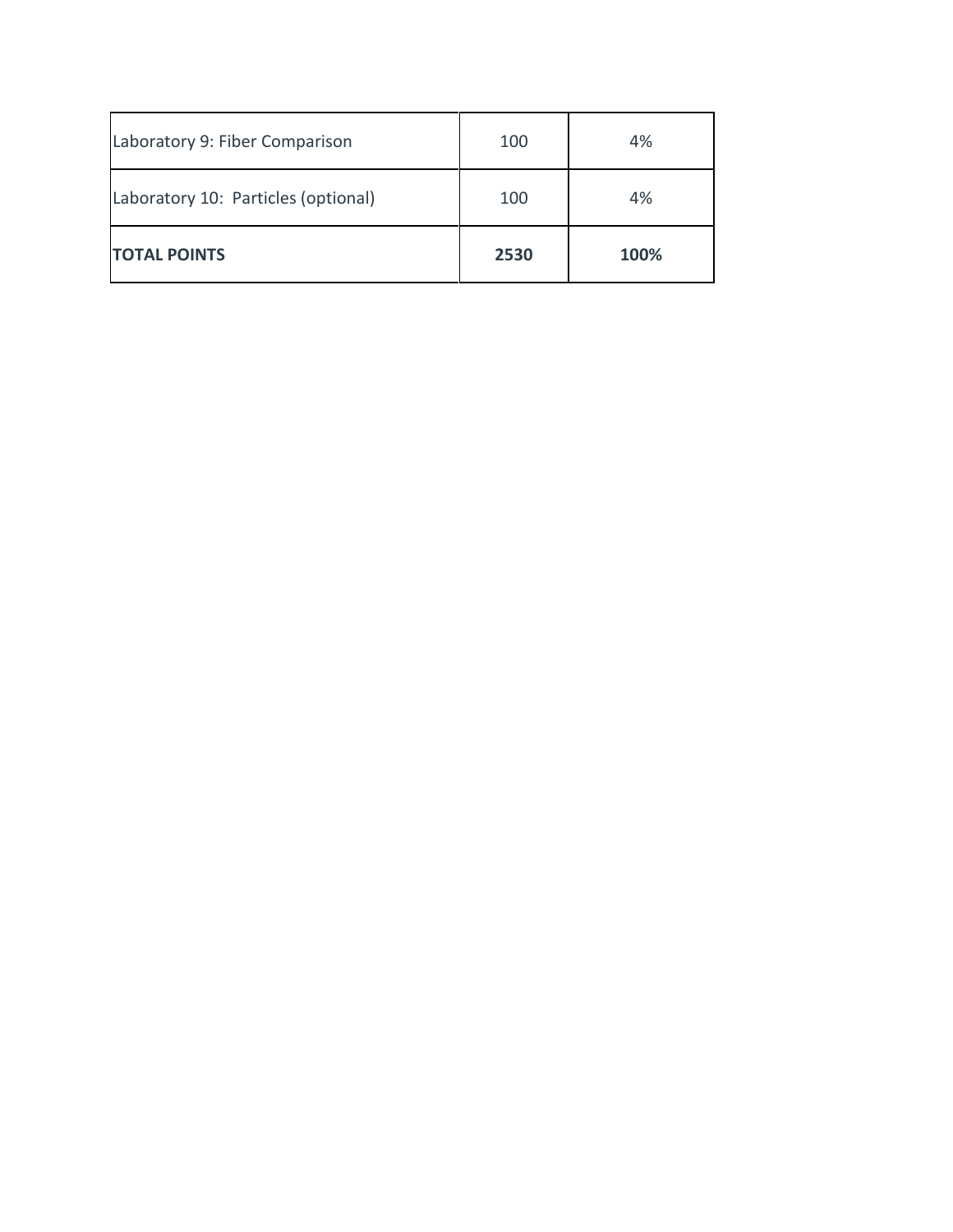| | | |
|---|---|---|
| Laboratory 9: Fiber Comparison | 100 | 4% |
| Laboratory 10:  Particles (optional) | 100 | 4% |
| **TOTAL POINTS** | **2530** | **100%** |